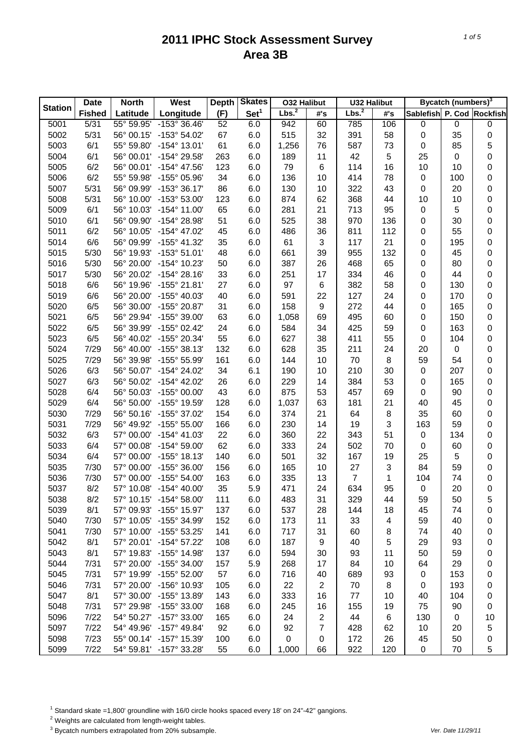# 2011 IPHC Stock Assessment Survey
# Area 3B

| Station | Date Fished | North Latitude | West Longitude | Depth (F) | Skates Set[1] | O32 Halibut | | U32 Halibut | | Bycatch (numbers)[3] | | |
|---|---|---|---|---|---|---|---|---|---|---|---|---|
| | | | | | | Lbs.[2] | #'s | Lbs.[2] | #'s | Sablefish | P. Cod | Rockfish |
| 5001 | 5/31 | 55° 59.95' | -153° 36.46' | 52 | 6.0 | 942 | 60 | 785 | 106 | 0 | 0 | 0 |
| 5002 | 5/31 | 56° 00.15' | -153° 54.02' | 67 | 6.0 | 515 | 32 | 391 | 58 | 0 | 35 | 0 |
| 5003 | 6/1 | 55° 59.80' | -154° 13.01' | 61 | 6.0 | 1,256 | 76 | 587 | 73 | 0 | 85 | 5 |
| 5004 | 6/1 | 56° 00.01' | -154° 29.58' | 263 | 6.0 | 189 | 11 | 42 | 5 | 25 | 0 | 0 |
| 5005 | 6/2 | 56° 00.01' | -154° 47.56' | 123 | 6.0 | 79 | 6 | 114 | 16 | 10 | 10 | 0 |
| 5006 | 6/2 | 55° 59.98' | -155° 05.96' | 34 | 6.0 | 136 | 10 | 414 | 78 | 0 | 100 | 0 |
| 5007 | 5/31 | 56° 09.99' | -153° 36.17' | 86 | 6.0 | 130 | 10 | 322 | 43 | 0 | 20 | 0 |
| 5008 | 5/31 | 56° 10.00' | -153° 53.00' | 123 | 6.0 | 874 | 62 | 368 | 44 | 10 | 10 | 0 |
| 5009 | 6/1 | 56° 10.03' | -154° 11.00' | 65 | 6.0 | 281 | 21 | 713 | 95 | 0 | 5 | 0 |
| 5010 | 6/1 | 56° 09.90' | -154° 28.98' | 51 | 6.0 | 525 | 38 | 970 | 136 | 0 | 30 | 0 |
| 5011 | 6/2 | 56° 10.05' | -154° 47.02' | 45 | 6.0 | 486 | 36 | 811 | 112 | 0 | 55 | 0 |
| 5014 | 6/6 | 56° 09.99' | -155° 41.32' | 35 | 6.0 | 61 | 3 | 117 | 21 | 0 | 195 | 0 |
| 5015 | 5/30 | 56° 19.93' | -153° 51.01' | 48 | 6.0 | 661 | 39 | 955 | 132 | 0 | 45 | 0 |
| 5016 | 5/30 | 56° 20.00' | -154° 10.23' | 50 | 6.0 | 387 | 26 | 468 | 65 | 0 | 80 | 0 |
| 5017 | 5/30 | 56° 20.02' | -154° 28.16' | 33 | 6.0 | 251 | 17 | 334 | 46 | 0 | 44 | 0 |
| 5018 | 6/6 | 56° 19.96' | -155° 21.81' | 27 | 6.0 | 97 | 6 | 382 | 58 | 0 | 130 | 0 |
| 5019 | 6/6 | 56° 20.00' | -155° 40.03' | 40 | 6.0 | 591 | 22 | 127 | 24 | 0 | 170 | 0 |
| 5020 | 6/5 | 56° 30.00' | -155° 20.87' | 31 | 6.0 | 158 | 9 | 272 | 44 | 0 | 165 | 0 |
| 5021 | 6/5 | 56° 29.94' | -155° 39.00' | 63 | 6.0 | 1,058 | 69 | 495 | 60 | 0 | 150 | 0 |
| 5022 | 6/5 | 56° 39.99' | -155° 02.42' | 24 | 6.0 | 584 | 34 | 425 | 59 | 0 | 163 | 0 |
| 5023 | 6/5 | 56° 40.02' | -155° 20.34' | 55 | 6.0 | 627 | 38 | 411 | 55 | 0 | 104 | 0 |
| 5024 | 7/29 | 56° 40.00' | -155° 38.13' | 132 | 6.0 | 628 | 35 | 211 | 24 | 20 | 0 | 0 |
| 5025 | 7/29 | 56° 39.98' | -155° 55.99' | 161 | 6.0 | 144 | 10 | 70 | 8 | 59 | 54 | 0 |
| 5026 | 6/3 | 56° 50.07' | -154° 24.02' | 34 | 6.1 | 190 | 10 | 210 | 30 | 0 | 207 | 0 |
| 5027 | 6/3 | 56° 50.02' | -154° 42.02' | 26 | 6.0 | 229 | 14 | 384 | 53 | 0 | 165 | 0 |
| 5028 | 6/4 | 56° 50.03' | -155° 00.00' | 43 | 6.0 | 875 | 53 | 457 | 69 | 0 | 90 | 0 |
| 5029 | 6/4 | 56° 50.00' | -155° 19.59' | 128 | 6.0 | 1,037 | 63 | 181 | 21 | 40 | 45 | 0 |
| 5030 | 7/29 | 56° 50.16' | -155° 37.02' | 154 | 6.0 | 374 | 21 | 64 | 8 | 35 | 60 | 0 |
| 5031 | 7/29 | 56° 49.92' | -155° 55.00' | 166 | 6.0 | 230 | 14 | 19 | 3 | 163 | 59 | 0 |
| 5032 | 6/3 | 57° 00.00' | -154° 41.03' | 22 | 6.0 | 360 | 22 | 343 | 51 | 0 | 134 | 0 |
| 5033 | 6/4 | 57° 00.08' | -154° 59.00' | 62 | 6.0 | 333 | 24 | 502 | 70 | 0 | 60 | 0 |
| 5034 | 6/4 | 57° 00.00' | -155° 18.13' | 140 | 6.0 | 501 | 32 | 167 | 19 | 25 | 5 | 0 |
| 5035 | 7/30 | 57° 00.00' | -155° 36.00' | 156 | 6.0 | 165 | 10 | 27 | 3 | 84 | 59 | 0 |
| 5036 | 7/30 | 57° 00.00' | -155° 54.00' | 163 | 6.0 | 335 | 13 | 7 | 1 | 104 | 74 | 0 |
| 5037 | 8/2 | 57° 10.08' | -154° 40.00' | 35 | 5.9 | 471 | 24 | 634 | 95 | 0 | 20 | 0 |
| 5038 | 8/2 | 57° 10.15' | -154° 58.00' | 111 | 6.0 | 483 | 31 | 329 | 44 | 59 | 50 | 5 |
| 5039 | 8/1 | 57° 09.93' | -155° 15.97' | 137 | 6.0 | 537 | 28 | 144 | 18 | 45 | 74 | 0 |
| 5040 | 7/30 | 57° 10.05' | -155° 34.99' | 152 | 6.0 | 173 | 11 | 33 | 4 | 59 | 40 | 0 |
| 5041 | 7/30 | 57° 10.00' | -155° 53.25' | 141 | 6.0 | 717 | 31 | 60 | 8 | 74 | 40 | 0 |
| 5042 | 8/1 | 57° 20.01' | -154° 57.22' | 108 | 6.0 | 187 | 9 | 40 | 5 | 29 | 93 | 0 |
| 5043 | 8/1 | 57° 19.83' | -155° 14.98' | 137 | 6.0 | 594 | 30 | 93 | 11 | 50 | 59 | 0 |
| 5044 | 7/31 | 57° 20.00' | -155° 34.00' | 157 | 5.9 | 268 | 17 | 84 | 10 | 64 | 29 | 0 |
| 5045 | 7/31 | 57° 19.99' | -155° 52.00' | 57 | 6.0 | 716 | 40 | 689 | 93 | 0 | 153 | 0 |
| 5046 | 7/31 | 57° 20.00' | -156° 10.93' | 105 | 6.0 | 22 | 2 | 70 | 8 | 0 | 193 | 0 |
| 5047 | 8/1 | 57° 30.00' | -155° 13.89' | 143 | 6.0 | 333 | 16 | 77 | 10 | 40 | 104 | 0 |
| 5048 | 7/31 | 57° 29.98' | -155° 33.00' | 168 | 6.0 | 245 | 16 | 155 | 19 | 75 | 90 | 0 |
| 5096 | 7/22 | 54° 50.27' | -157° 33.00' | 165 | 6.0 | 24 | 2 | 44 | 6 | 130 | 0 | 10 |
| 5097 | 7/22 | 54° 49.96' | -157° 49.84' | 92 | 6.0 | 92 | 7 | 428 | 62 | 10 | 20 | 5 |
| 5098 | 7/23 | 55° 00.14' | -157° 15.39' | 100 | 6.0 | 0 | 0 | 172 | 26 | 45 | 50 | 0 |
| 5099 | 7/22 | 54° 59.81' | -157° 33.28' | 55 | 6.0 | 1,000 | 66 | 922 | 120 | 0 | 70 | 5 |

[1] Standard skate =1,800' groundline with 16/0 circle hooks spaced every 18' on 24"-42" gangions.

[2] Weights are calculated from length-weight tables.

[3] Bycatch numbers extrapolated from 20% subsample.

Ver. Date 11/29/11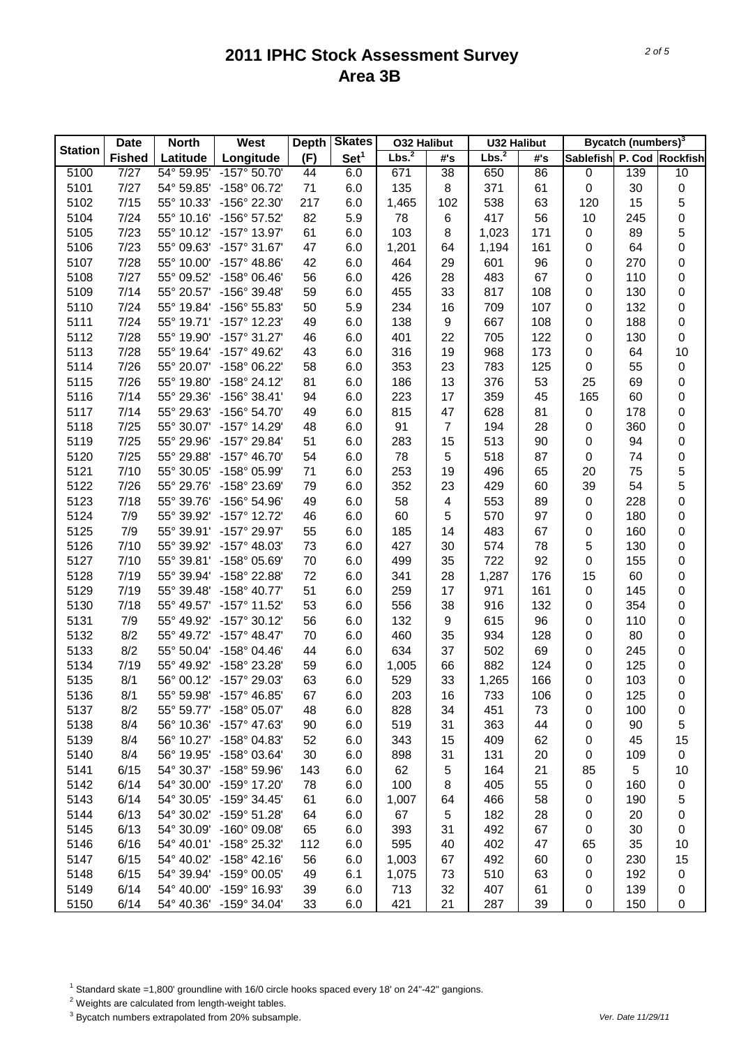# 2011 IPHC Stock Assessment Survey
# Area 3B

| Station | Date | North | West | Depth | Skates | O32 Halibut | | U32 Halibut | | Bycatch (numbers)[3] | | |
|---|---|---|---|---|---|---|---|---|---|---|---|---|
| | Fished | Latitude | Longitude | (F) | Set[1] | Lbs.[2] | #'s | Lbs.[2] | #'s | Sablefish | P. Cod | Rockfish |
| 5100 | 7/27 | 54° 59.95' | -157° 50.70' | 44 | 6.0 | 671 | 38 | 650 | 86 | 0 | 139 | 10 |
| 5101 | 7/27 | 54° 59.85' | -158° 06.72' | 71 | 6.0 | 135 | 8 | 371 | 61 | 0 | 30 | 0 |
| 5102 | 7/15 | 55° 10.33' | -156° 22.30' | 217 | 6.0 | 1,465 | 102 | 538 | 63 | 120 | 15 | 5 |
| 5104 | 7/24 | 55° 10.16' | -156° 57.52' | 82 | 5.9 | 78 | 6 | 417 | 56 | 10 | 245 | 0 |
| 5105 | 7/23 | 55° 10.12' | -157° 13.97' | 61 | 6.0 | 103 | 8 | 1,023 | 171 | 0 | 89 | 5 |
| 5106 | 7/23 | 55° 09.63' | -157° 31.67' | 47 | 6.0 | 1,201 | 64 | 1,194 | 161 | 0 | 64 | 0 |
| 5107 | 7/28 | 55° 10.00' | -157° 48.86' | 42 | 6.0 | 464 | 29 | 601 | 96 | 0 | 270 | 0 |
| 5108 | 7/27 | 55° 09.52' | -158° 06.46' | 56 | 6.0 | 426 | 28 | 483 | 67 | 0 | 110 | 0 |
| 5109 | 7/14 | 55° 20.57' | -156° 39.48' | 59 | 6.0 | 455 | 33 | 817 | 108 | 0 | 130 | 0 |
| 5110 | 7/24 | 55° 19.84' | -156° 55.83' | 50 | 5.9 | 234 | 16 | 709 | 107 | 0 | 132 | 0 |
| 5111 | 7/24 | 55° 19.71' | -157° 12.23' | 49 | 6.0 | 138 | 9 | 667 | 108 | 0 | 188 | 0 |
| 5112 | 7/28 | 55° 19.90' | -157° 31.27' | 46 | 6.0 | 401 | 22 | 705 | 122 | 0 | 130 | 0 |
| 5113 | 7/28 | 55° 19.64' | -157° 49.62' | 43 | 6.0 | 316 | 19 | 968 | 173 | 0 | 64 | 10 |
| 5114 | 7/26 | 55° 20.07' | -158° 06.22' | 58 | 6.0 | 353 | 23 | 783 | 125 | 0 | 55 | 0 |
| 5115 | 7/26 | 55° 19.80' | -158° 24.12' | 81 | 6.0 | 186 | 13 | 376 | 53 | 25 | 69 | 0 |
| 5116 | 7/14 | 55° 29.36' | -156° 38.41' | 94 | 6.0 | 223 | 17 | 359 | 45 | 165 | 60 | 0 |
| 5117 | 7/14 | 55° 29.63' | -156° 54.70' | 49 | 6.0 | 815 | 47 | 628 | 81 | 0 | 178 | 0 |
| 5118 | 7/25 | 55° 30.07' | -157° 14.29' | 48 | 6.0 | 91 | 7 | 194 | 28 | 0 | 360 | 0 |
| 5119 | 7/25 | 55° 29.96' | -157° 29.84' | 51 | 6.0 | 283 | 15 | 513 | 90 | 0 | 94 | 0 |
| 5120 | 7/25 | 55° 29.88' | -157° 46.70' | 54 | 6.0 | 78 | 5 | 518 | 87 | 0 | 74 | 0 |
| 5121 | 7/10 | 55° 30.05' | -158° 05.99' | 71 | 6.0 | 253 | 19 | 496 | 65 | 20 | 75 | 5 |
| 5122 | 7/26 | 55° 29.76' | -158° 23.69' | 79 | 6.0 | 352 | 23 | 429 | 60 | 39 | 54 | 5 |
| 5123 | 7/18 | 55° 39.76' | -156° 54.96' | 49 | 6.0 | 58 | 4 | 553 | 89 | 0 | 228 | 0 |
| 5124 | 7/9 | 55° 39.92' | -157° 12.72' | 46 | 6.0 | 60 | 5 | 570 | 97 | 0 | 180 | 0 |
| 5125 | 7/9 | 55° 39.91' | -157° 29.97' | 55 | 6.0 | 185 | 14 | 483 | 67 | 0 | 160 | 0 |
| 5126 | 7/10 | 55° 39.92' | -157° 48.03' | 73 | 6.0 | 427 | 30 | 574 | 78 | 5 | 130 | 0 |
| 5127 | 7/10 | 55° 39.81' | -158° 05.69' | 70 | 6.0 | 499 | 35 | 722 | 92 | 0 | 155 | 0 |
| 5128 | 7/19 | 55° 39.94' | -158° 22.88' | 72 | 6.0 | 341 | 28 | 1,287 | 176 | 15 | 60 | 0 |
| 5129 | 7/19 | 55° 39.48' | -158° 40.77' | 51 | 6.0 | 259 | 17 | 971 | 161 | 0 | 145 | 0 |
| 5130 | 7/18 | 55° 49.57' | -157° 11.52' | 53 | 6.0 | 556 | 38 | 916 | 132 | 0 | 354 | 0 |
| 5131 | 7/9 | 55° 49.92' | -157° 30.12' | 56 | 6.0 | 132 | 9 | 615 | 96 | 0 | 110 | 0 |
| 5132 | 8/2 | 55° 49.72' | -157° 48.47' | 70 | 6.0 | 460 | 35 | 934 | 128 | 0 | 80 | 0 |
| 5133 | 8/2 | 55° 50.04' | -158° 04.46' | 44 | 6.0 | 634 | 37 | 502 | 69 | 0 | 245 | 0 |
| 5134 | 7/19 | 55° 49.92' | -158° 23.28' | 59 | 6.0 | 1,005 | 66 | 882 | 124 | 0 | 125 | 0 |
| 5135 | 8/1 | 56° 00.12' | -157° 29.03' | 63 | 6.0 | 529 | 33 | 1,265 | 166 | 0 | 103 | 0 |
| 5136 | 8/1 | 55° 59.98' | -157° 46.85' | 67 | 6.0 | 203 | 16 | 733 | 106 | 0 | 125 | 0 |
| 5137 | 8/2 | 55° 59.77' | -158° 05.07' | 48 | 6.0 | 828 | 34 | 451 | 73 | 0 | 100 | 0 |
| 5138 | 8/4 | 56° 10.36' | -157° 47.63' | 90 | 6.0 | 519 | 31 | 363 | 44 | 0 | 90 | 5 |
| 5139 | 8/4 | 56° 10.27' | -158° 04.83' | 52 | 6.0 | 343 | 15 | 409 | 62 | 0 | 45 | 15 |
| 5140 | 8/4 | 56° 19.95' | -158° 03.64' | 30 | 6.0 | 898 | 31 | 131 | 20 | 0 | 109 | 0 |
| 5141 | 6/15 | 54° 30.37' | -158° 59.96' | 143 | 6.0 | 62 | 5 | 164 | 21 | 85 | 5 | 10 |
| 5142 | 6/14 | 54° 30.00' | -159° 17.20' | 78 | 6.0 | 100 | 8 | 405 | 55 | 0 | 160 | 0 |
| 5143 | 6/14 | 54° 30.05' | -159° 34.45' | 61 | 6.0 | 1,007 | 64 | 466 | 58 | 0 | 190 | 5 |
| 5144 | 6/13 | 54° 30.02' | -159° 51.28' | 64 | 6.0 | 67 | 5 | 182 | 28 | 0 | 20 | 0 |
| 5145 | 6/13 | 54° 30.09' | -160° 09.08' | 65 | 6.0 | 393 | 31 | 492 | 67 | 0 | 30 | 0 |
| 5146 | 6/16 | 54° 40.01' | -158° 25.32' | 112 | 6.0 | 595 | 40 | 402 | 47 | 65 | 35 | 10 |
| 5147 | 6/15 | 54° 40.02' | -158° 42.16' | 56 | 6.0 | 1,003 | 67 | 492 | 60 | 0 | 230 | 15 |
| 5148 | 6/15 | 54° 39.94' | -159° 00.05' | 49 | 6.1 | 1,075 | 73 | 510 | 63 | 0 | 192 | 0 |
| 5149 | 6/14 | 54° 40.00' | -159° 16.93' | 39 | 6.0 | 713 | 32 | 407 | 61 | 0 | 139 | 0 |
| 5150 | 6/14 | 54° 40.36' | -159° 34.04' | 33 | 6.0 | 421 | 21 | 287 | 39 | 0 | 150 | 0 |

[1] Standard skate =1,800' groundline with 16/0 circle hooks spaced every 18' on 24"-42" gangions.

[2] Weights are calculated from length-weight tables.

[3] Bycatch numbers extrapolated from 20% subsample.

*Ver. Date 11/29/11*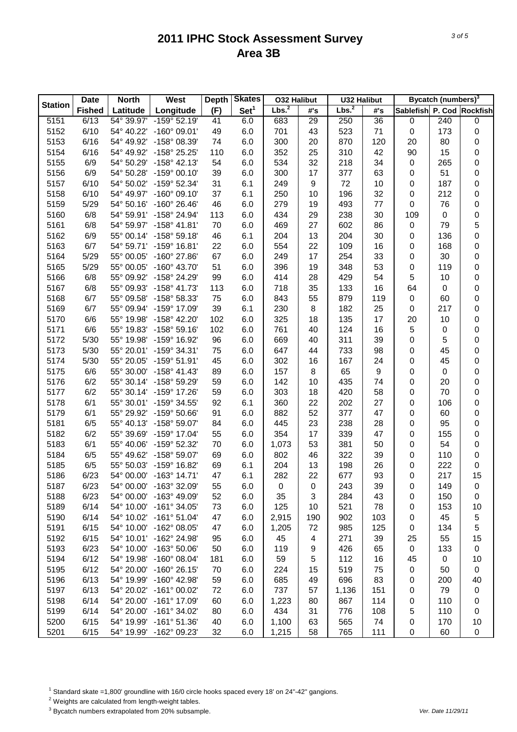# 2011 IPHC Stock Assessment Survey
# Area 3B

| Station | Date Fished | North Latitude | West Longitude | Depth (F) | Skates Set[1] | O32 Halibut Lbs.[2] | O32 Halibut #'s | U32 Halibut Lbs.[2] | U32 Halibut #'s | Bycatch (numbers)[3] Sablefish | P. Cod | Rockfish |
|---|---|---|---|---|---|---|---|---|---|---|---|---|
| 5151 | 6/13 | 54° 39.97' | -159° 52.19' | 41 | 6.0 | 683 | 29 | 250 | 36 | 0 | 240 | 0 |
| 5152 | 6/10 | 54° 40.22' | -160° 09.01' | 49 | 6.0 | 701 | 43 | 523 | 71 | 0 | 173 | 0 |
| 5153 | 6/16 | 54° 49.92' | -158° 08.39' | 74 | 6.0 | 300 | 20 | 870 | 120 | 20 | 80 | 0 |
| 5154 | 6/16 | 54° 49.92' | -158° 25.25' | 110 | 6.0 | 352 | 25 | 310 | 42 | 90 | 15 | 0 |
| 5155 | 6/9 | 54° 50.29' | -158° 42.13' | 54 | 6.0 | 534 | 32 | 218 | 34 | 0 | 265 | 0 |
| 5156 | 6/9 | 54° 50.28' | -159° 00.10' | 39 | 6.0 | 300 | 17 | 377 | 63 | 0 | 51 | 0 |
| 5157 | 6/10 | 54° 50.02' | -159° 52.34' | 31 | 6.1 | 249 | 9 | 72 | 10 | 0 | 187 | 0 |
| 5158 | 6/10 | 54° 49.97' | -160° 09.10' | 37 | 6.1 | 250 | 10 | 196 | 32 | 0 | 212 | 0 |
| 5159 | 5/29 | 54° 50.16' | -160° 26.46' | 46 | 6.0 | 279 | 19 | 493 | 77 | 0 | 76 | 0 |
| 5160 | 6/8 | 54° 59.91' | -158° 24.94' | 113 | 6.0 | 434 | 29 | 238 | 30 | 109 | 0 | 0 |
| 5161 | 6/8 | 54° 59.97' | -158° 41.81' | 70 | 6.0 | 469 | 27 | 602 | 86 | 0 | 79 | 5 |
| 5162 | 6/9 | 55° 00.14' | -158° 59.18' | 46 | 6.1 | 204 | 13 | 204 | 30 | 0 | 136 | 0 |
| 5163 | 6/7 | 54° 59.71' | -159° 16.81' | 22 | 6.0 | 554 | 22 | 109 | 16 | 0 | 168 | 0 |
| 5164 | 5/29 | 55° 00.05' | -160° 27.86' | 67 | 6.0 | 249 | 17 | 254 | 33 | 0 | 30 | 0 |
| 5165 | 5/29 | 55° 00.05' | -160° 43.70' | 51 | 6.0 | 396 | 19 | 348 | 53 | 0 | 119 | 0 |
| 5166 | 6/8 | 55° 09.92' | -158° 24.29' | 99 | 6.0 | 414 | 28 | 429 | 54 | 5 | 10 | 0 |
| 5167 | 6/8 | 55° 09.93' | -158° 41.73' | 113 | 6.0 | 718 | 35 | 133 | 16 | 64 | 0 | 0 |
| 5168 | 6/7 | 55° 09.58' | -158° 58.33' | 75 | 6.0 | 843 | 55 | 879 | 119 | 0 | 60 | 0 |
| 5169 | 6/7 | 55° 09.94' | -159° 17.09' | 39 | 6.1 | 230 | 8 | 182 | 25 | 0 | 217 | 0 |
| 5170 | 6/6 | 55° 19.98' | -158° 42.20' | 102 | 6.0 | 325 | 18 | 135 | 17 | 20 | 10 | 0 |
| 5171 | 6/6 | 55° 19.83' | -158° 59.16' | 102 | 6.0 | 761 | 40 | 124 | 16 | 5 | 0 | 0 |
| 5172 | 5/30 | 55° 19.98' | -159° 16.92' | 96 | 6.0 | 669 | 40 | 311 | 39 | 0 | 5 | 0 |
| 5173 | 5/30 | 55° 20.01' | -159° 34.31' | 75 | 6.0 | 647 | 44 | 733 | 98 | 0 | 45 | 0 |
| 5174 | 5/30 | 55° 20.05' | -159° 51.91' | 45 | 6.0 | 302 | 16 | 167 | 24 | 0 | 45 | 0 |
| 5175 | 6/6 | 55° 30.00' | -158° 41.43' | 89 | 6.0 | 157 | 8 | 65 | 9 | 0 | 0 | 0 |
| 5176 | 6/2 | 55° 30.14' | -158° 59.29' | 59 | 6.0 | 142 | 10 | 435 | 74 | 0 | 20 | 0 |
| 5177 | 6/2 | 55° 30.14' | -159° 17.26' | 59 | 6.0 | 303 | 18 | 420 | 58 | 0 | 70 | 0 |
| 5178 | 6/1 | 55° 30.01' | -159° 34.55' | 92 | 6.1 | 360 | 22 | 202 | 27 | 0 | 106 | 0 |
| 5179 | 6/1 | 55° 29.92' | -159° 50.66' | 91 | 6.0 | 882 | 52 | 377 | 47 | 0 | 60 | 0 |
| 5181 | 6/5 | 55° 40.13' | -158° 59.07' | 84 | 6.0 | 445 | 23 | 238 | 28 | 0 | 95 | 0 |
| 5182 | 6/2 | 55° 39.69' | -159° 17.04' | 55 | 6.0 | 354 | 17 | 339 | 47 | 0 | 155 | 0 |
| 5183 | 6/1 | 55° 40.06' | -159° 52.32' | 70 | 6.0 | 1,073 | 53 | 381 | 50 | 0 | 54 | 0 |
| 5184 | 6/5 | 55° 49.62' | -158° 59.07' | 69 | 6.0 | 802 | 46 | 322 | 39 | 0 | 110 | 0 |
| 5185 | 6/5 | 55° 50.03' | -159° 16.82' | 69 | 6.1 | 204 | 13 | 198 | 26 | 0 | 222 | 0 |
| 5186 | 6/23 | 54° 00.00' | -163° 14.71' | 47 | 6.1 | 282 | 22 | 677 | 93 | 0 | 217 | 15 |
| 5187 | 6/23 | 54° 00.00' | -163° 32.09' | 55 | 6.0 | 0 | 0 | 243 | 39 | 0 | 149 | 0 |
| 5188 | 6/23 | 54° 00.00' | -163° 49.09' | 52 | 6.0 | 35 | 3 | 284 | 43 | 0 | 150 | 0 |
| 5189 | 6/14 | 54° 10.00' | -161° 34.05' | 73 | 6.0 | 125 | 10 | 521 | 78 | 0 | 153 | 10 |
| 5190 | 6/14 | 54° 10.02' | -161° 51.04' | 47 | 6.0 | 2,915 | 190 | 902 | 103 | 0 | 45 | 5 |
| 5191 | 6/15 | 54° 10.00' | -162° 08.05' | 47 | 6.0 | 1,205 | 72 | 985 | 125 | 0 | 134 | 5 |
| 5192 | 6/15 | 54° 10.01' | -162° 24.98' | 95 | 6.0 | 45 | 4 | 271 | 39 | 25 | 55 | 15 |
| 5193 | 6/23 | 54° 10.00' | -163° 50.06' | 50 | 6.0 | 119 | 9 | 426 | 65 | 0 | 133 | 0 |
| 5194 | 6/12 | 54° 19.98' | -160° 08.04' | 181 | 6.0 | 59 | 5 | 112 | 16 | 45 | 0 | 10 |
| 5195 | 6/12 | 54° 20.00' | -160° 26.15' | 70 | 6.0 | 224 | 15 | 519 | 75 | 0 | 50 | 0 |
| 5196 | 6/13 | 54° 19.99' | -160° 42.98' | 59 | 6.0 | 685 | 49 | 696 | 83 | 0 | 200 | 40 |
| 5197 | 6/13 | 54° 20.02' | -161° 00.02' | 72 | 6.0 | 737 | 57 | 1,136 | 151 | 0 | 79 | 0 |
| 5198 | 6/14 | 54° 20.00' | -161° 17.09' | 60 | 6.0 | 1,223 | 80 | 867 | 114 | 0 | 110 | 0 |
| 5199 | 6/14 | 54° 20.00' | -161° 34.02' | 80 | 6.0 | 434 | 31 | 776 | 108 | 5 | 110 | 0 |
| 5200 | 6/15 | 54° 19.99' | -161° 51.36' | 40 | 6.0 | 1,100 | 63 | 565 | 74 | 0 | 170 | 10 |
| 5201 | 6/15 | 54° 19.99' | -162° 09.23' | 32 | 6.0 | 1,215 | 58 | 765 | 111 | 0 | 60 | 0 |

[1] Standard skate =1,800' groundline with 16/0 circle hooks spaced every 18' on 24"-42" gangions.

[2] Weights are calculated from length-weight tables.

[3] Bycatch numbers extrapolated from 20% subsample.

Ver. Date 11/29/11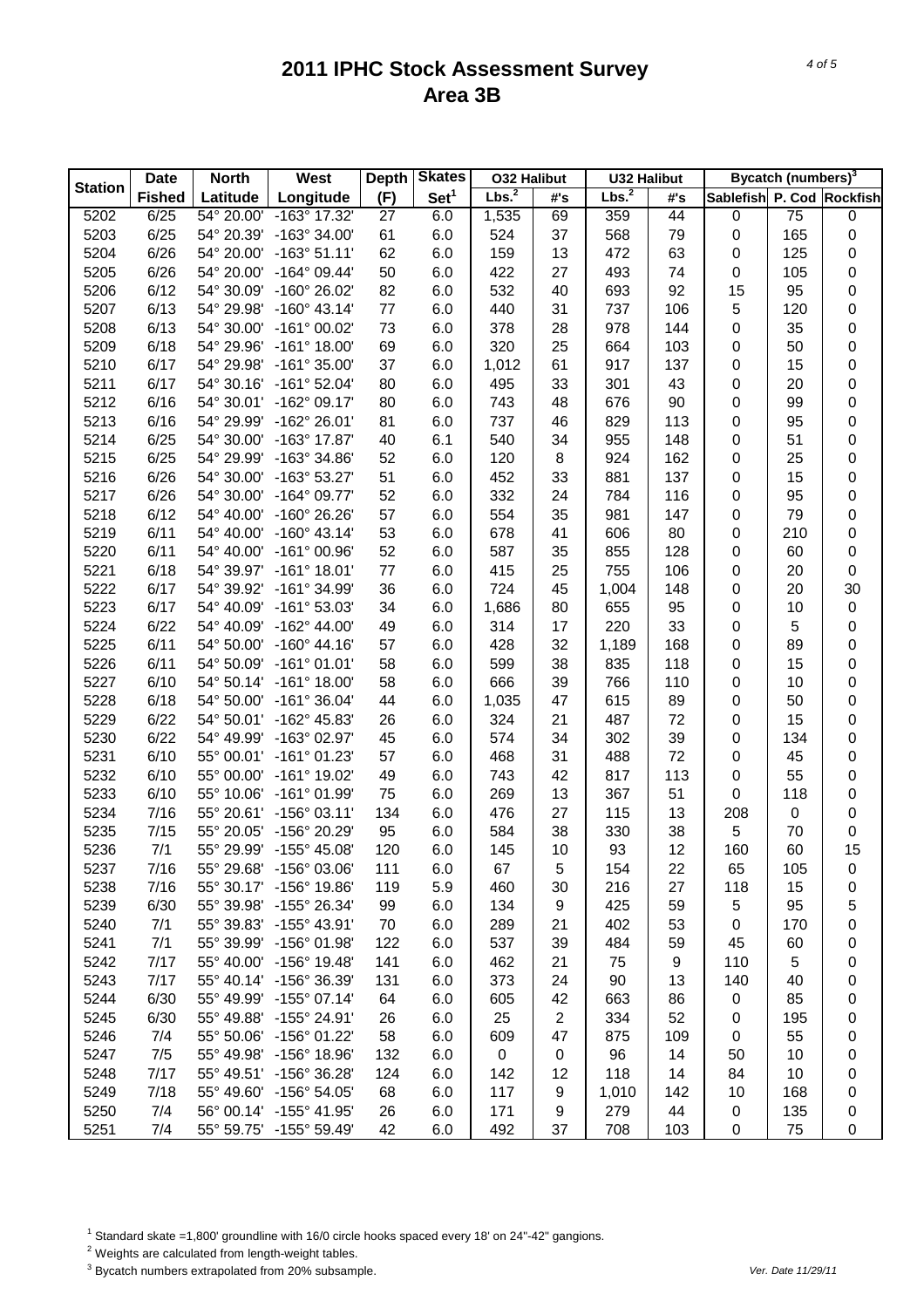# 2011 IPHC Stock Assessment Survey
## Area 3B

| Station | Date Fished | North Latitude | West Longitude | Depth (F) | Skates Set[1] | O32 Halibut Lbs.[2] | O32 Halibut #'s | U32 Halibut Lbs.[2] | U32 Halibut #'s | Bycatch (numbers)[3] Sablefish | P. Cod | Rockfish |
|---|---|---|---|---|---|---|---|---|---|---|---|---|
| 5202 | 6/25 | 54° 20.00' | -163° 17.32' | 27 | 6.0 | 1,535 | 69 | 359 | 44 | 0 | 75 | 0 |
| 5203 | 6/25 | 54° 20.39' | -163° 34.00' | 61 | 6.0 | 524 | 37 | 568 | 79 | 0 | 165 | 0 |
| 5204 | 6/26 | 54° 20.00' | -163° 51.11' | 62 | 6.0 | 159 | 13 | 472 | 63 | 0 | 125 | 0 |
| 5205 | 6/26 | 54° 20.00' | -164° 09.44' | 50 | 6.0 | 422 | 27 | 493 | 74 | 0 | 105 | 0 |
| 5206 | 6/12 | 54° 30.09' | -160° 26.02' | 82 | 6.0 | 532 | 40 | 693 | 92 | 15 | 95 | 0 |
| 5207 | 6/13 | 54° 29.98' | -160° 43.14' | 77 | 6.0 | 440 | 31 | 737 | 106 | 5 | 120 | 0 |
| 5208 | 6/13 | 54° 30.00' | -161° 00.02' | 73 | 6.0 | 378 | 28 | 978 | 144 | 0 | 35 | 0 |
| 5209 | 6/18 | 54° 29.96' | -161° 18.00' | 69 | 6.0 | 320 | 25 | 664 | 103 | 0 | 50 | 0 |
| 5210 | 6/17 | 54° 29.98' | -161° 35.00' | 37 | 6.0 | 1,012 | 61 | 917 | 137 | 0 | 15 | 0 |
| 5211 | 6/17 | 54° 30.16' | -161° 52.04' | 80 | 6.0 | 495 | 33 | 301 | 43 | 0 | 20 | 0 |
| 5212 | 6/16 | 54° 30.01' | -162° 09.17' | 80 | 6.0 | 743 | 48 | 676 | 90 | 0 | 99 | 0 |
| 5213 | 6/16 | 54° 29.99' | -162° 26.01' | 81 | 6.0 | 737 | 46 | 829 | 113 | 0 | 95 | 0 |
| 5214 | 6/25 | 54° 30.00' | -163° 17.87' | 40 | 6.1 | 540 | 34 | 955 | 148 | 0 | 51 | 0 |
| 5215 | 6/25 | 54° 29.99' | -163° 34.86' | 52 | 6.0 | 120 | 8 | 924 | 162 | 0 | 25 | 0 |
| 5216 | 6/26 | 54° 30.00' | -163° 53.27' | 51 | 6.0 | 452 | 33 | 881 | 137 | 0 | 15 | 0 |
| 5217 | 6/26 | 54° 30.00' | -164° 09.77' | 52 | 6.0 | 332 | 24 | 784 | 116 | 0 | 95 | 0 |
| 5218 | 6/12 | 54° 40.00' | -160° 26.26' | 57 | 6.0 | 554 | 35 | 981 | 147 | 0 | 79 | 0 |
| 5219 | 6/11 | 54° 40.00' | -160° 43.14' | 53 | 6.0 | 678 | 41 | 606 | 80 | 0 | 210 | 0 |
| 5220 | 6/11 | 54° 40.00' | -161° 00.96' | 52 | 6.0 | 587 | 35 | 855 | 128 | 0 | 60 | 0 |
| 5221 | 6/18 | 54° 39.97' | -161° 18.01' | 77 | 6.0 | 415 | 25 | 755 | 106 | 0 | 20 | 0 |
| 5222 | 6/17 | 54° 39.92' | -161° 34.99' | 36 | 6.0 | 724 | 45 | 1,004 | 148 | 0 | 20 | 30 |
| 5223 | 6/17 | 54° 40.09' | -161° 53.03' | 34 | 6.0 | 1,686 | 80 | 655 | 95 | 0 | 10 | 0 |
| 5224 | 6/22 | 54° 40.09' | -162° 44.00' | 49 | 6.0 | 314 | 17 | 220 | 33 | 0 | 5 | 0 |
| 5225 | 6/11 | 54° 50.00' | -160° 44.16' | 57 | 6.0 | 428 | 32 | 1,189 | 168 | 0 | 89 | 0 |
| 5226 | 6/11 | 54° 50.09' | -161° 01.01' | 58 | 6.0 | 599 | 38 | 835 | 118 | 0 | 15 | 0 |
| 5227 | 6/10 | 54° 50.14' | -161° 18.00' | 58 | 6.0 | 666 | 39 | 766 | 110 | 0 | 10 | 0 |
| 5228 | 6/18 | 54° 50.00' | -161° 36.04' | 44 | 6.0 | 1,035 | 47 | 615 | 89 | 0 | 50 | 0 |
| 5229 | 6/22 | 54° 50.01' | -162° 45.83' | 26 | 6.0 | 324 | 21 | 487 | 72 | 0 | 15 | 0 |
| 5230 | 6/22 | 54° 49.99' | -163° 02.97' | 45 | 6.0 | 574 | 34 | 302 | 39 | 0 | 134 | 0 |
| 5231 | 6/10 | 55° 00.01' | -161° 01.23' | 57 | 6.0 | 468 | 31 | 488 | 72 | 0 | 45 | 0 |
| 5232 | 6/10 | 55° 00.00' | -161° 19.02' | 49 | 6.0 | 743 | 42 | 817 | 113 | 0 | 55 | 0 |
| 5233 | 6/10 | 55° 10.06' | -161° 01.99' | 75 | 6.0 | 269 | 13 | 367 | 51 | 0 | 118 | 0 |
| 5234 | 7/16 | 55° 20.61' | -156° 03.11' | 134 | 6.0 | 476 | 27 | 115 | 13 | 208 | 0 | 0 |
| 5235 | 7/15 | 55° 20.05' | -156° 20.29' | 95 | 6.0 | 584 | 38 | 330 | 38 | 5 | 70 | 0 |
| 5236 | 7/1 | 55° 29.99' | -155° 45.08' | 120 | 6.0 | 145 | 10 | 93 | 12 | 160 | 60 | 15 |
| 5237 | 7/16 | 55° 29.68' | -156° 03.06' | 111 | 6.0 | 67 | 5 | 154 | 22 | 65 | 105 | 0 |
| 5238 | 7/16 | 55° 30.17' | -156° 19.86' | 119 | 5.9 | 460 | 30 | 216 | 27 | 118 | 15 | 0 |
| 5239 | 6/30 | 55° 39.98' | -155° 26.34' | 99 | 6.0 | 134 | 9 | 425 | 59 | 5 | 95 | 5 |
| 5240 | 7/1 | 55° 39.83' | -155° 43.91' | 70 | 6.0 | 289 | 21 | 402 | 53 | 0 | 170 | 0 |
| 5241 | 7/1 | 55° 39.99' | -156° 01.98' | 122 | 6.0 | 537 | 39 | 484 | 59 | 45 | 60 | 0 |
| 5242 | 7/17 | 55° 40.00' | -156° 19.48' | 141 | 6.0 | 462 | 21 | 75 | 9 | 110 | 5 | 0 |
| 5243 | 7/17 | 55° 40.14' | -156° 36.39' | 131 | 6.0 | 373 | 24 | 90 | 13 | 140 | 40 | 0 |
| 5244 | 6/30 | 55° 49.99' | -155° 07.14' | 64 | 6.0 | 605 | 42 | 663 | 86 | 0 | 85 | 0 |
| 5245 | 6/30 | 55° 49.88' | -155° 24.91' | 26 | 6.0 | 25 | 2 | 334 | 52 | 0 | 195 | 0 |
| 5246 | 7/4 | 55° 50.06' | -156° 01.22' | 58 | 6.0 | 609 | 47 | 875 | 109 | 0 | 55 | 0 |
| 5247 | 7/5 | 55° 49.98' | -156° 18.96' | 132 | 6.0 | 0 | 0 | 96 | 14 | 50 | 10 | 0 |
| 5248 | 7/17 | 55° 49.51' | -156° 36.28' | 124 | 6.0 | 142 | 12 | 118 | 14 | 84 | 10 | 0 |
| 5249 | 7/18 | 55° 49.60' | -156° 54.05' | 68 | 6.0 | 117 | 9 | 1,010 | 142 | 10 | 168 | 0 |
| 5250 | 7/4 | 56° 00.14' | -155° 41.95' | 26 | 6.0 | 171 | 9 | 279 | 44 | 0 | 135 | 0 |
| 5251 | 7/4 | 55° 59.75' | -155° 59.49' | 42 | 6.0 | 492 | 37 | 708 | 103 | 0 | 75 | 0 |

[1] Standard skate =1,800' groundline with 16/0 circle hooks spaced every 18' on 24"-42" gangions.

[2] Weights are calculated from length-weight tables.

[3] Bycatch numbers extrapolated from 20% subsample.

Ver. Date 11/29/11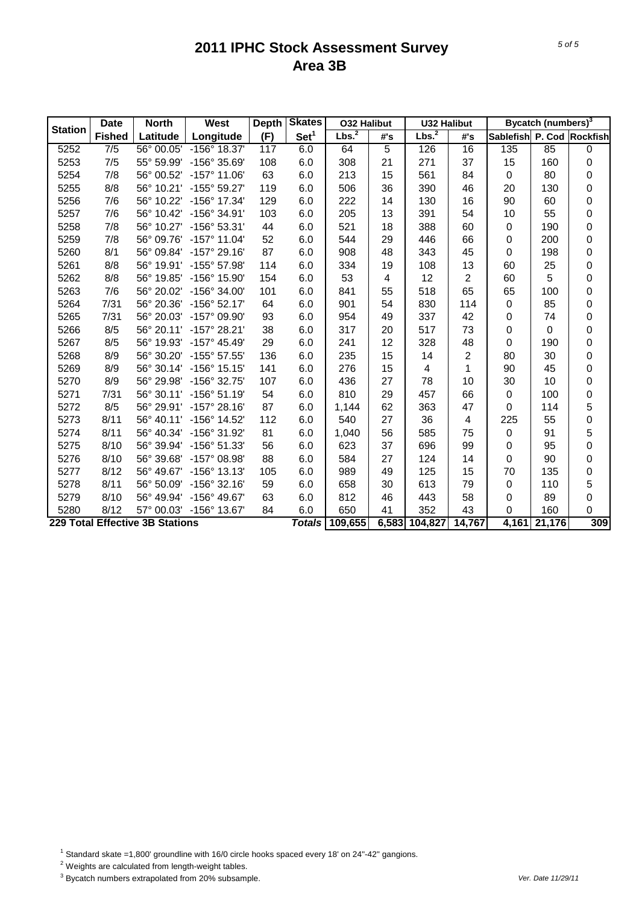# 2011 IPHC Stock Assessment Survey
## Area 3B

| Station | Date | North | West | Depth | Skates | O32 Halibut | | U32 Halibut | | Bycatch (numbers)[3] | | |
|---|---|---|---|---|---|---|---|---|---|---|---|---|
| | Fished | Latitude | Longitude | (F) | Set[1] | Lbs.[2] | #'s | Lbs.[2] | #'s | Sablefish | P. Cod | Rockfish |
| 5252 | 7/5 | 56° 00.05' | -156° 18.37' | 117 | 6.0 | 64 | 5 | 126 | 16 | 135 | 85 | 0 |
| 5253 | 7/5 | 55° 59.99' | -156° 35.69' | 108 | 6.0 | 308 | 21 | 271 | 37 | 15 | 160 | 0 |
| 5254 | 7/8 | 56° 00.52' | -157° 11.06' | 63 | 6.0 | 213 | 15 | 561 | 84 | 0 | 80 | 0 |
| 5255 | 8/8 | 56° 10.21' | -155° 59.27' | 119 | 6.0 | 506 | 36 | 390 | 46 | 20 | 130 | 0 |
| 5256 | 7/6 | 56° 10.22' | -156° 17.34' | 129 | 6.0 | 222 | 14 | 130 | 16 | 90 | 60 | 0 |
| 5257 | 7/6 | 56° 10.42' | -156° 34.91' | 103 | 6.0 | 205 | 13 | 391 | 54 | 10 | 55 | 0 |
| 5258 | 7/8 | 56° 10.27' | -156° 53.31' | 44 | 6.0 | 521 | 18 | 388 | 60 | 0 | 190 | 0 |
| 5259 | 7/8 | 56° 09.76' | -157° 11.04' | 52 | 6.0 | 544 | 29 | 446 | 66 | 0 | 200 | 0 |
| 5260 | 8/1 | 56° 09.84' | -157° 29.16' | 87 | 6.0 | 908 | 48 | 343 | 45 | 0 | 198 | 0 |
| 5261 | 8/8 | 56° 19.91' | -155° 57.98' | 114 | 6.0 | 334 | 19 | 108 | 13 | 60 | 25 | 0 |
| 5262 | 8/8 | 56° 19.85' | -156° 15.90' | 154 | 6.0 | 53 | 4 | 12 | 2 | 60 | 5 | 0 |
| 5263 | 7/6 | 56° 20.02' | -156° 34.00' | 101 | 6.0 | 841 | 55 | 518 | 65 | 65 | 100 | 0 |
| 5264 | 7/31 | 56° 20.36' | -156° 52.17' | 64 | 6.0 | 901 | 54 | 830 | 114 | 0 | 85 | 0 |
| 5265 | 7/31 | 56° 20.03' | -157° 09.90' | 93 | 6.0 | 954 | 49 | 337 | 42 | 0 | 74 | 0 |
| 5266 | 8/5 | 56° 20.11' | -157° 28.21' | 38 | 6.0 | 317 | 20 | 517 | 73 | 0 | 0 | 0 |
| 5267 | 8/5 | 56° 19.93' | -157° 45.49' | 29 | 6.0 | 241 | 12 | 328 | 48 | 0 | 190 | 0 |
| 5268 | 8/9 | 56° 30.20' | -155° 57.55' | 136 | 6.0 | 235 | 15 | 14 | 2 | 80 | 30 | 0 |
| 5269 | 8/9 | 56° 30.14' | -156° 15.15' | 141 | 6.0 | 276 | 15 | 4 | 1 | 90 | 45 | 0 |
| 5270 | 8/9 | 56° 29.98' | -156° 32.75' | 107 | 6.0 | 436 | 27 | 78 | 10 | 30 | 10 | 0 |
| 5271 | 7/31 | 56° 30.11' | -156° 51.19' | 54 | 6.0 | 810 | 29 | 457 | 66 | 0 | 100 | 0 |
| 5272 | 8/5 | 56° 29.91' | -157° 28.16' | 87 | 6.0 | 1,144 | 62 | 363 | 47 | 0 | 114 | 5 |
| 5273 | 8/11 | 56° 40.11' | -156° 14.52' | 112 | 6.0 | 540 | 27 | 36 | 4 | 225 | 55 | 0 |
| 5274 | 8/11 | 56° 40.34' | -156° 31.92' | 81 | 6.0 | 1,040 | 56 | 585 | 75 | 0 | 91 | 5 |
| 5275 | 8/10 | 56° 39.94' | -156° 51.33' | 56 | 6.0 | 623 | 37 | 696 | 99 | 0 | 95 | 0 |
| 5276 | 8/10 | 56° 39.68' | -157° 08.98' | 88 | 6.0 | 584 | 27 | 124 | 14 | 0 | 90 | 0 |
| 5277 | 8/12 | 56° 49.67' | -156° 13.13' | 105 | 6.0 | 989 | 49 | 125 | 15 | 70 | 135 | 0 |
| 5278 | 8/11 | 56° 50.09' | -156° 32.16' | 59 | 6.0 | 658 | 30 | 613 | 79 | 0 | 110 | 5 |
| 5279 | 8/10 | 56° 49.94' | -156° 49.67' | 63 | 6.0 | 812 | 46 | 443 | 58 | 0 | 89 | 0 |
| 5280 | 8/12 | 57° 00.03' | -156° 13.67' | 84 | 6.0 | 650 | 41 | 352 | 43 | 0 | 160 | 0 |
| **229 Total Effective 3B Stations** | | | | | ***Totals*** | **109,655** | **6,583** | **104,827** | **14,767** | **4,161** | **21,176** | **309** |

[1] Standard skate =1,800' groundline with 16/0 circle hooks spaced every 18' on 24"-42" gangions.

[2] Weights are calculated from length-weight tables.

[3] Bycatch numbers extrapolated from 20% subsample.

*Ver. Date 11/29/11*